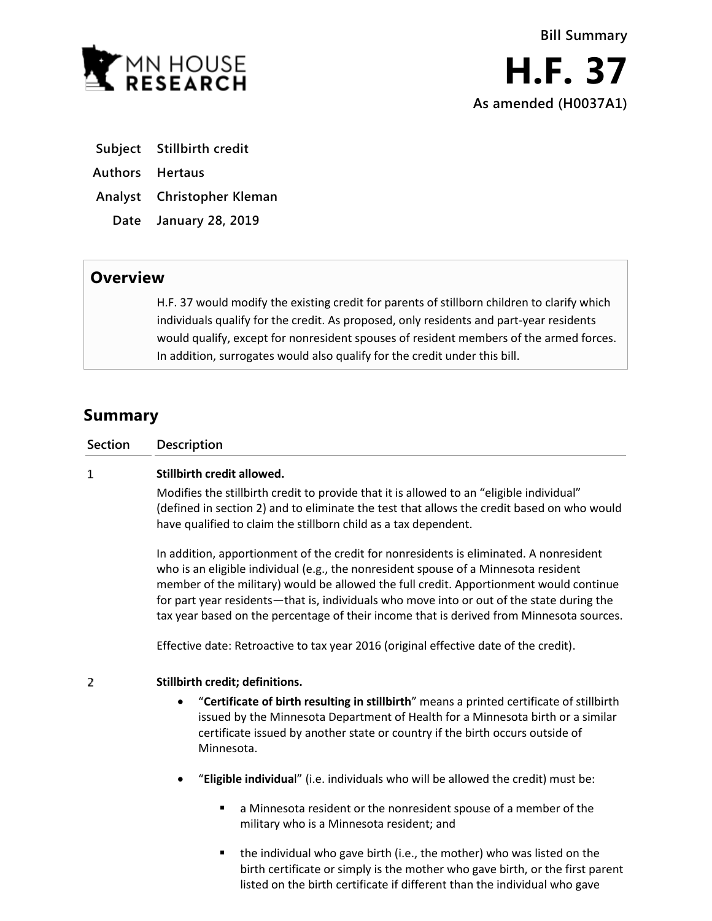**Bill Summary**

# H.F. 37

**As amended (H0037A1)**

| | |
|---|---|
| **Subject** | **Stillbirth credit** |
| **Authors** | **Hertaus** |
| **Analyst** | **Christopher Kleman** |
| **Date** | **January 28, 2019** |

## Overview

H.F. 37 would modify the existing credit for parents of stillborn children to clarify which individuals qualify for the credit. As proposed, only residents and part-year residents would qualify, except for nonresident spouses of resident members of the armed forces. In addition, surrogates would also qualify for the credit under this bill.

## Summary

| Section | Description |
|---|---|

**1** **Stillbirth credit allowed.**

Modifies the stillbirth credit to provide that it is allowed to an "eligible individual" (defined in section 2) and to eliminate the test that allows the credit based on who would have qualified to claim the stillborn child as a tax dependent.

In addition, apportionment of the credit for nonresidents is eliminated. A nonresident who is an eligible individual (e.g., the nonresident spouse of a Minnesota resident member of the military) would be allowed the full credit. Apportionment would continue for part year residents—that is, individuals who move into or out of the state during the tax year based on the percentage of their income that is derived from Minnesota sources.

Effective date: Retroactive to tax year 2016 (original effective date of the credit).

**2** **Stillbirth credit; definitions.**

- "**Certificate of birth resulting in stillbirth**" means a printed certificate of stillbirth issued by the Minnesota Department of Health for a Minnesota birth or a similar certificate issued by another state or country if the birth occurs outside of Minnesota.
- "**Eligible individua**l" (i.e. individuals who will be allowed the credit) must be:
  - a Minnesota resident or the nonresident spouse of a member of the military who is a Minnesota resident; and
  - the individual who gave birth (i.e., the mother) who was listed on the birth certificate or simply is the mother who gave birth, or the first parent listed on the birth certificate if different than the individual who gave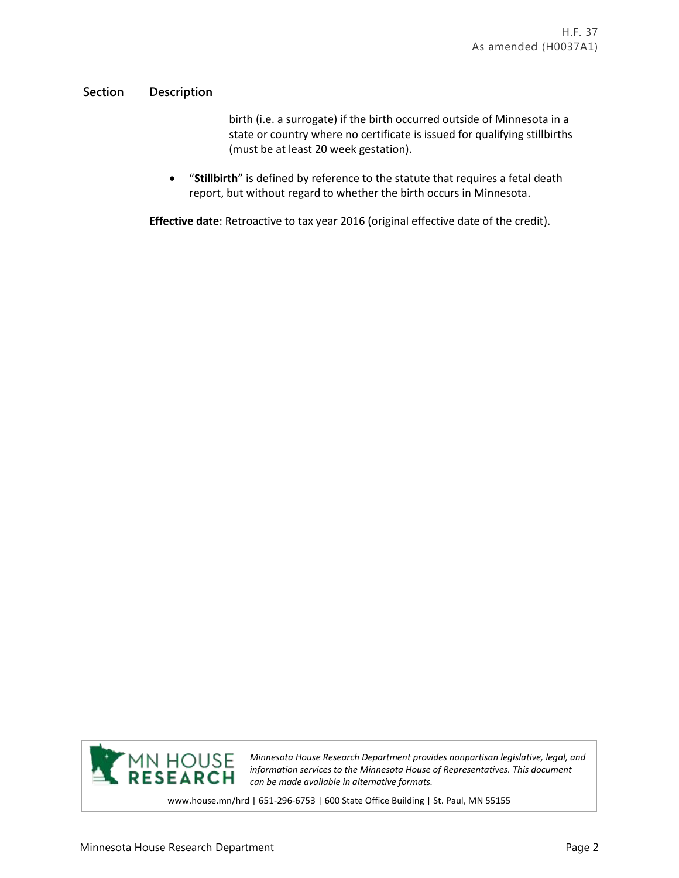| Section | Description |
|---|---|
| | birth (i.e. a surrogate) if the birth occurred outside of Minnesota in a state or country where no certificate is issued for qualifying stillbirths (must be at least 20 week gestation).<br><br>- "**Stillbirth**" is defined by reference to the statute that requires a fetal death report, but without regard to whether the birth occurs in Minnesota.<br><br>**Effective date**: Retroactive to tax year 2016 (original effective date of the credit). |

MN HOUSE RESEARCH

*Minnesota House Research Department provides nonpartisan legislative, legal, and information services to the Minnesota House of Representatives. This document can be made available in alternative formats.*

www.house.mn/hrd | 651-296-6753 | 600 State Office Building | St. Paul, MN 55155